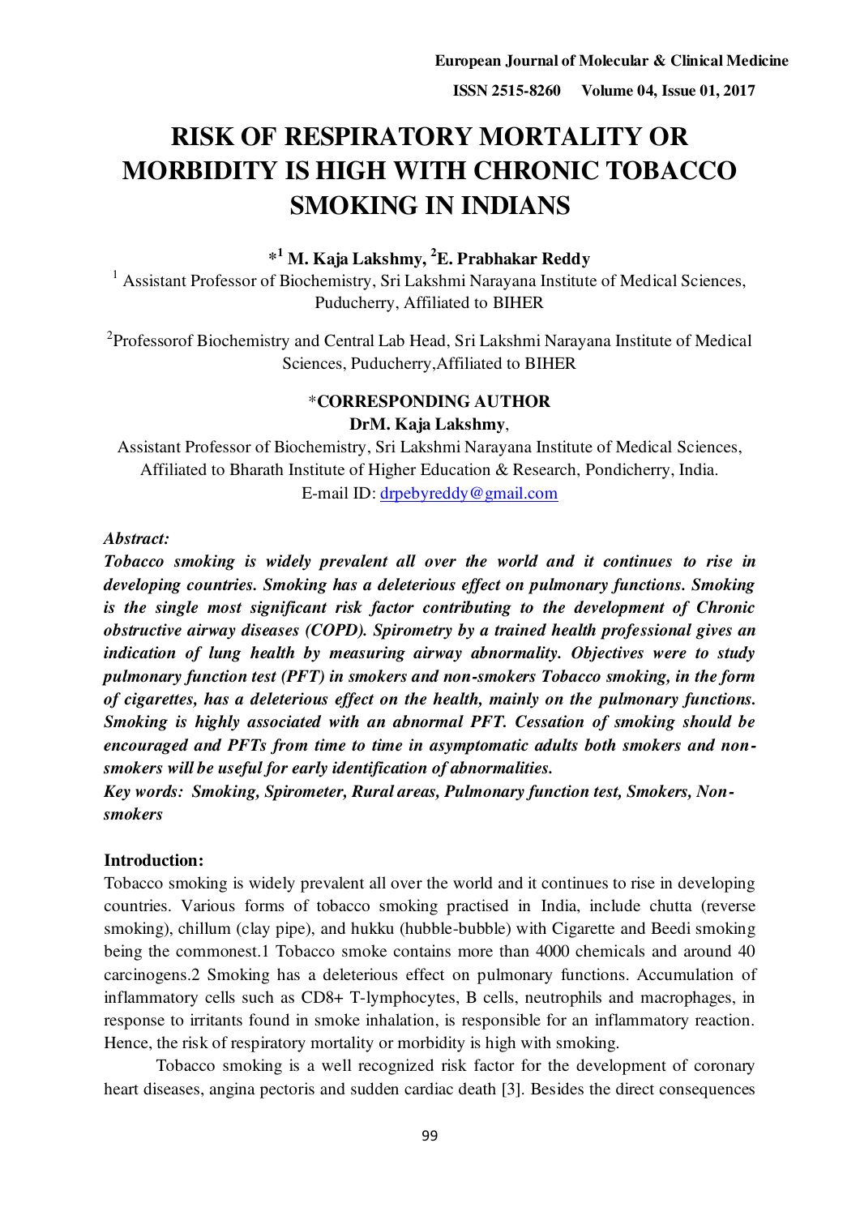# RISK OF RESPIRATORY MORTALITY OR MORBIDITY IS HIGH WITH CHRONIC TOBACCO SMOKING IN INDIANS

**\*[1] M. Kaja Lakshmy, [2]E. Prabhakar Reddy**

[1] Assistant Professor of Biochemistry, Sri Lakshmi Narayana Institute of Medical Sciences, Puducherry, Affiliated to BIHER

[2]Professorof Biochemistry and Central Lab Head, Sri Lakshmi Narayana Institute of Medical Sciences, Puducherry,Affiliated to BIHER

\***CORRESPONDING AUTHOR**
**DrM. Kaja Lakshmy**,
Assistant Professor of Biochemistry, Sri Lakshmi Narayana Institute of Medical Sciences, Affiliated to Bharath Institute of Higher Education & Research, Pondicherry, India.
E-mail ID: drpebyreddy@gmail.com

***Abstract:***

***Tobacco smoking is widely prevalent all over the world and it continues to rise in developing countries. Smoking has a deleterious effect on pulmonary functions. Smoking is the single most significant risk factor contributing to the development of Chronic obstructive airway diseases (COPD). Spirometry by a trained health professional gives an indication of lung health by measuring airway abnormality. Objectives were to study pulmonary function test (PFT) in smokers and non-smokers Tobacco smoking, in the form of cigarettes, has a deleterious effect on the health, mainly on the pulmonary functions. Smoking is highly associated with an abnormal PFT. Cessation of smoking should be encouraged and PFTs from time to time in asymptomatic adults both smokers and non-smokers will be useful for early identification of abnormalities.***

***Key words: Smoking, Spirometer, Rural areas, Pulmonary function test, Smokers, Non-smokers***

## Introduction:

Tobacco smoking is widely prevalent all over the world and it continues to rise in developing countries. Various forms of tobacco smoking practised in India, include chutta (reverse smoking), chillum (clay pipe), and hukku (hubble-bubble) with Cigarette and Beedi smoking being the commonest.1 Tobacco smoke contains more than 4000 chemicals and around 40 carcinogens.2 Smoking has a deleterious effect on pulmonary functions. Accumulation of inflammatory cells such as CD8+ T-lymphocytes, B cells, neutrophils and macrophages, in response to irritants found in smoke inhalation, is responsible for an inflammatory reaction. Hence, the risk of respiratory mortality or morbidity is high with smoking.

Tobacco smoking is a well recognized risk factor for the development of coronary heart diseases, angina pectoris and sudden cardiac death [3]. Besides the direct consequences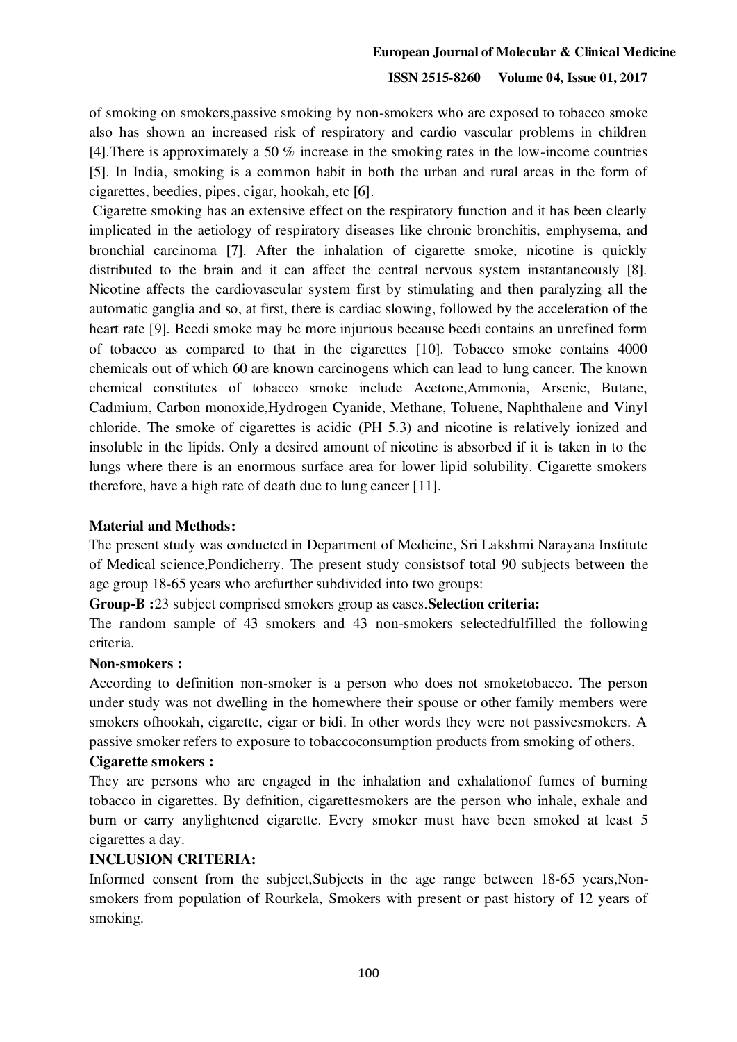of smoking on smokers,passive smoking by non-smokers who are exposed to tobacco smoke also has shown an increased risk of respiratory and cardio vascular problems in children [4].There is approximately a 50 % increase in the smoking rates in the low-income countries [5]. In India, smoking is a common habit in both the urban and rural areas in the form of cigarettes, beedies, pipes, cigar, hookah, etc [6].

Cigarette smoking has an extensive effect on the respiratory function and it has been clearly implicated in the aetiology of respiratory diseases like chronic bronchitis, emphysema, and bronchial carcinoma [7]. After the inhalation of cigarette smoke, nicotine is quickly distributed to the brain and it can affect the central nervous system instantaneously [8]. Nicotine affects the cardiovascular system first by stimulating and then paralyzing all the automatic ganglia and so, at first, there is cardiac slowing, followed by the acceleration of the heart rate [9]. Beedi smoke may be more injurious because beedi contains an unrefined form of tobacco as compared to that in the cigarettes [10]. Tobacco smoke contains 4000 chemicals out of which 60 are known carcinogens which can lead to lung cancer. The known chemical constitutes of tobacco smoke include Acetone,Ammonia, Arsenic, Butane, Cadmium, Carbon monoxide,Hydrogen Cyanide, Methane, Toluene, Naphthalene and Vinyl chloride. The smoke of cigarettes is acidic (PH 5.3) and nicotine is relatively ionized and insoluble in the lipids. Only a desired amount of nicotine is absorbed if it is taken in to the lungs where there is an enormous surface area for lower lipid solubility. Cigarette smokers therefore, have a high rate of death due to lung cancer [11].

**Material and Methods:**

The present study was conducted in Department of Medicine, Sri Lakshmi Narayana Institute of Medical science,Pondicherry. The present study consistsof total 90 subjects between the age group 18-65 years who arefurther subdivided into two groups:

**Group-B :**23 subject comprised smokers group as cases.**Selection criteria:**

The random sample of 43 smokers and 43 non-smokers selectedfulfilled the following criteria.

**Non-smokers :**

According to definition non-smoker is a person who does not smoketobacco. The person under study was not dwelling in the homewhere their spouse or other family members were smokers ofhookah, cigarette, cigar or bidi. In other words they were not passivesmokers. A passive smoker refers to exposure to tobaccoconsumption products from smoking of others.

**Cigarette smokers :**

They are persons who are engaged in the inhalation and exhalationof fumes of burning tobacco in cigarettes. By defnition, cigarettesmokers are the person who inhale, exhale and burn or carry anylightened cigarette. Every smoker must have been smoked at least 5 cigarettes a day.

**INCLUSION CRITERIA:**

Informed consent from the subject,Subjects in the age range between 18-65 years,Non-smokers from population of Rourkela, Smokers with present or past history of 12 years of smoking.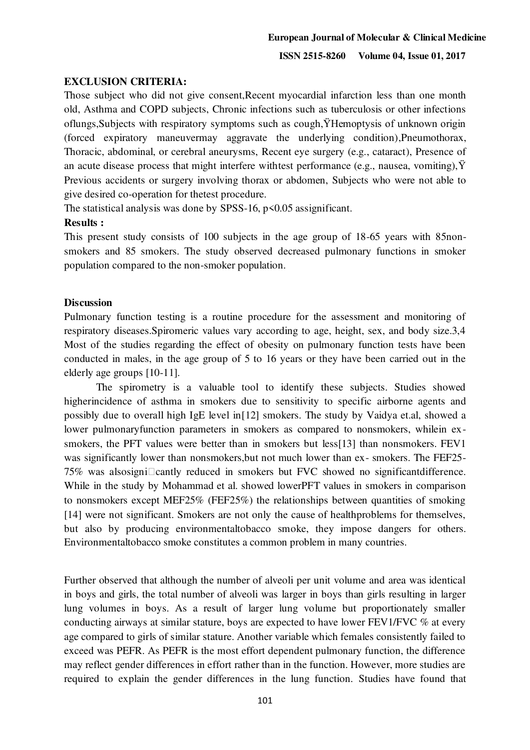**EXCLUSION CRITERIA:**

Those subject who did not give consent,Recent myocardial infarction less than one month old, Asthma and COPD subjects, Chronic infections such as tuberculosis or other infections oflungs,Subjects with respiratory symptoms such as cough,ŸHemoptysis of unknown origin (forced expiratory maneuvermay aggravate the underlying condition),Pneumothorax, Thoracic, abdominal, or cerebral aneurysms, Recent eye surgery (e.g., cataract), Presence of an acute disease process that might interfere withtest performance (e.g., nausea, vomiting),Ÿ Previous accidents or surgery involving thorax or abdomen, Subjects who were not able to give desired co-operation for thetest procedure.

The statistical analysis was done by SPSS-16, $p<0.05$ assignificant.

**Results :**

This present study consists of 100 subjects in the age group of 18-65 years with 85non-smokers and 85 smokers. The study observed decreased pulmonary functions in smoker population compared to the non-smoker population.

**Discussion**

Pulmonary function testing is a routine procedure for the assessment and monitoring of respiratory diseases.Spiromeric values vary according to age, height, sex, and body size.3,4 Most of the studies regarding the effect of obesity on pulmonary function tests have been conducted in males, in the age group of 5 to 16 years or they have been carried out in the elderly age groups [10-11].

The spirometry is a valuable tool to identify these subjects. Studies showed higherincidence of asthma in smokers due to sensitivity to specific airborne agents and possibly due to overall high IgE level in[12] smokers. The study by Vaidya et.al, showed a lower pulmonaryfunction parameters in smokers as compared to nonsmokers, whilein ex-smokers, the PFT values were better than in smokers but less[13] than nonsmokers. FEV1 was significantly lower than nonsmokers,but not much lower than ex- smokers. The FEF25-75% was alsosigni□cantly reduced in smokers but FVC showed no significantdifference. While in the study by Mohammad et al. showed lowerPFT values in smokers in comparison to nonsmokers except MEF25% (FEF25%) the relationships between quantities of smoking [14] were not significant. Smokers are not only the cause of healthproblems for themselves, but also by producing environmentaltobacco smoke, they impose dangers for others. Environmentaltobacco smoke constitutes a common problem in many countries.

Further observed that although the number of alveoli per unit volume and area was identical in boys and girls, the total number of alveoli was larger in boys than girls resulting in larger lung volumes in boys. As a result of larger lung volume but proportionately smaller conducting airways at similar stature, boys are expected to have lower FEV1/FVC % at every age compared to girls of similar stature. Another variable which females consistently failed to exceed was PEFR. As PEFR is the most effort dependent pulmonary function, the difference may reflect gender differences in effort rather than in the function. However, more studies are required to explain the gender differences in the lung function. Studies have found that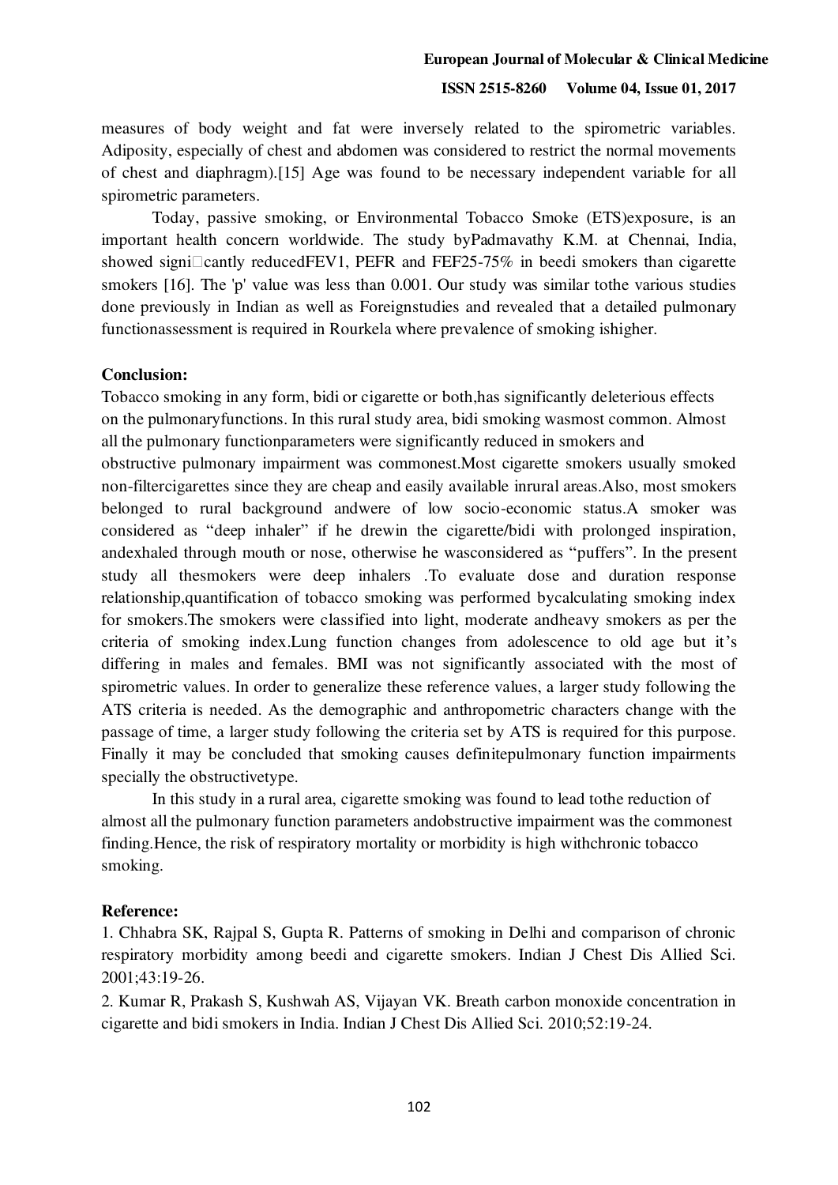measures of body weight and fat were inversely related to the spirometric variables. Adiposity, especially of chest and abdomen was considered to restrict the normal movements of chest and diaphragm).[15] Age was found to be necessary independent variable for all spirometric parameters.

Today, passive smoking, or Environmental Tobacco Smoke (ETS)exposure, is an important health concern worldwide. The study byPadmavathy K.M. at Chennai, India, showed signi□cantly reducedFEV1, PEFR and FEF25-75% in beedi smokers than cigarette smokers [16]. The 'p' value was less than 0.001. Our study was similar tothe various studies done previously in Indian as well as Foreignstudies and revealed that a detailed pulmonary functionassessment is required in Rourkela where prevalence of smoking ishigher.

**Conclusion:**

Tobacco smoking in any form, bidi or cigarette or both,has significantly deleterious effects on the pulmonaryfunctions. In this rural study area, bidi smoking wasmost common. Almost all the pulmonary functionparameters were significantly reduced in smokers and obstructive pulmonary impairment was commonest.Most cigarette smokers usually smoked non-filtercigarettes since they are cheap and easily available inrural areas.Also, most smokers belonged to rural background andwere of low socio-economic status.A smoker was considered as "deep inhaler" if he drewin the cigarette/bidi with prolonged inspiration, andexhaled through mouth or nose, otherwise he wasconsidered as "puffers". In the present study all thesmokers were deep inhalers .To evaluate dose and duration response relationship,quantification of tobacco smoking was performed bycalculating smoking index for smokers.The smokers were classified into light, moderate andheavy smokers as per the criteria of smoking index.Lung function changes from adolescence to old age but it's differing in males and females. BMI was not significantly associated with the most of spirometric values. In order to generalize these reference values, a larger study following the ATS criteria is needed. As the demographic and anthropometric characters change with the passage of time, a larger study following the criteria set by ATS is required for this purpose. Finally it may be concluded that smoking causes definitepulmonary function impairments specially the obstructivetype.

In this study in a rural area, cigarette smoking was found to lead tothe reduction of almost all the pulmonary function parameters andobstructive impairment was the commonest finding.Hence, the risk of respiratory mortality or morbidity is high withchronic tobacco smoking.

**Reference:**

1. Chhabra SK, Rajpal S, Gupta R. Patterns of smoking in Delhi and comparison of chronic respiratory morbidity among beedi and cigarette smokers. Indian J Chest Dis Allied Sci. 2001;43:19-26.
2. Kumar R, Prakash S, Kushwah AS, Vijayan VK. Breath carbon monoxide concentration in cigarette and bidi smokers in India. Indian J Chest Dis Allied Sci. 2010;52:19-24.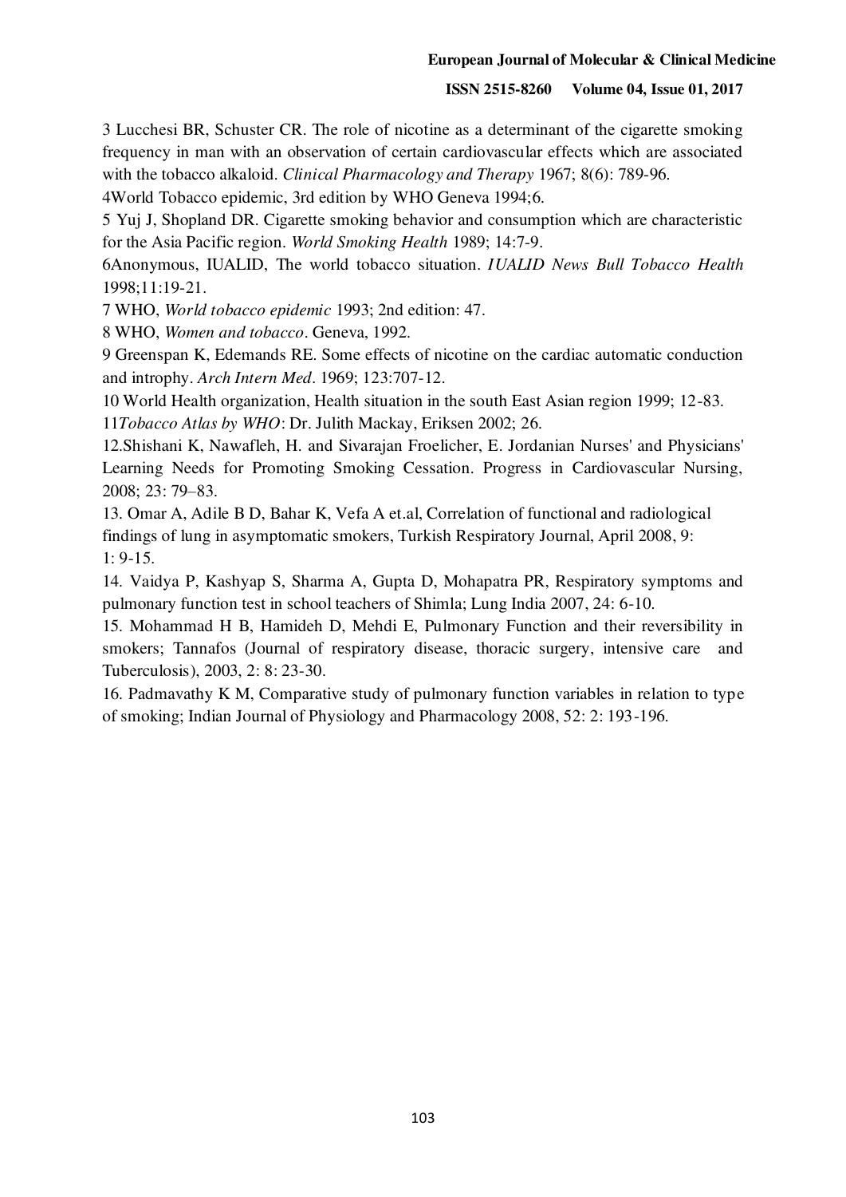3 Lucchesi BR, Schuster CR. The role of nicotine as a determinant of the cigarette smoking frequency in man with an observation of certain cardiovascular effects which are associated with the tobacco alkaloid. *Clinical Pharmacology and Therapy* 1967; 8(6): 789-96.

4World Tobacco epidemic, 3rd edition by WHO Geneva 1994;6.

5 Yuj J, Shopland DR. Cigarette smoking behavior and consumption which are characteristic for the Asia Pacific region. *World Smoking Health* 1989; 14:7-9.

6Anonymous, IUALID, The world tobacco situation. *IUALID News Bull Tobacco Health* 1998;11:19-21.

7 WHO, *World tobacco epidemic* 1993; 2nd edition: 47.

8 WHO, *Women and tobacco*. Geneva, 1992.

9 Greenspan K, Edemands RE. Some effects of nicotine on the cardiac automatic conduction and introphy. *Arch Intern Med*. 1969; 123:707-12.

10 World Health organization, Health situation in the south East Asian region 1999; 12-83.

11*Tobacco Atlas by WHO*: Dr. Julith Mackay, Eriksen 2002; 26.

12.Shishani K, Nawafleh, H. and Sivarajan Froelicher, E. Jordanian Nurses' and Physicians' Learning Needs for Promoting Smoking Cessation. Progress in Cardiovascular Nursing, 2008; 23: 79–83.

13. Omar A, Adile B D, Bahar K, Vefa A et.al, Correlation of functional and radiological findings of lung in asymptomatic smokers, Turkish Respiratory Journal, April 2008, 9: 1: 9-15.

14. Vaidya P, Kashyap S, Sharma A, Gupta D, Mohapatra PR, Respiratory symptoms and pulmonary function test in school teachers of Shimla; Lung India 2007, 24: 6-10.

15. Mohammad H B, Hamideh D, Mehdi E, Pulmonary Function and their reversibility in smokers; Tannafos (Journal of respiratory disease, thoracic surgery, intensive care and Tuberculosis), 2003, 2: 8: 23-30.

16. Padmavathy K M, Comparative study of pulmonary function variables in relation to type of smoking; Indian Journal of Physiology and Pharmacology 2008, 52: 2: 193-196.